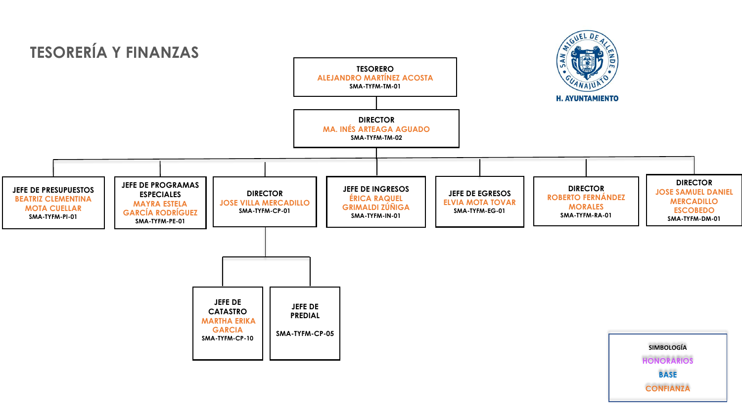# TESORERÍA Y FINANZAS

H. AYUNTAMIENTO

**TESORERO**
ALEJANDRO MARTÍNEZ ACOSTA
SMA-TYFM-TM-01

**DIRECTOR**
MA. INÉS ARTEAGA AGUADO
SMA-TYFM-TM-02

- **JEFE DE PRESUPUESTOS**
  BEATRIZ CLEMENTINA MOTA CUELLAR
  SMA-TYFM-PI-01
- **JEFE DE PROGRAMAS ESPECIALES**
  MAYRA ESTELA GARCÍA RODRÍGUEZ
  SMA-TYFM-PE-01
- **DIRECTOR**
  JOSE VILLA MERCADILLO
  SMA-TYFM-CP-01
  - **JEFE DE CATASTRO**
    MARTHA ERIKA GARCIA
    SMA-TYFM-CP-10
  - **JEFE DE PREDIAL**
    SMA-TYFM-CP-05
- **JEFE DE INGRESOS**
  ÉRICA RAQUEL GRIMALDI ZÚÑIGA
  SMA-TYFM-IN-01
- **JEFE DE EGRESOS**
  ELVIA MOTA TOVAR
  SMA-TYFM-EG-01
- **DIRECTOR**
  ROBERTO FERNÁNDEZ MORALES
  SMA-TYFM-RA-01
- **DIRECTOR**
  JOSE SAMUEL DANIEL MERCADILLO ESCOBEDO
  SMA-TYFM-DM-01

**SIMBOLOGÍA**
HONORARIOS
BASE
CONFIANZA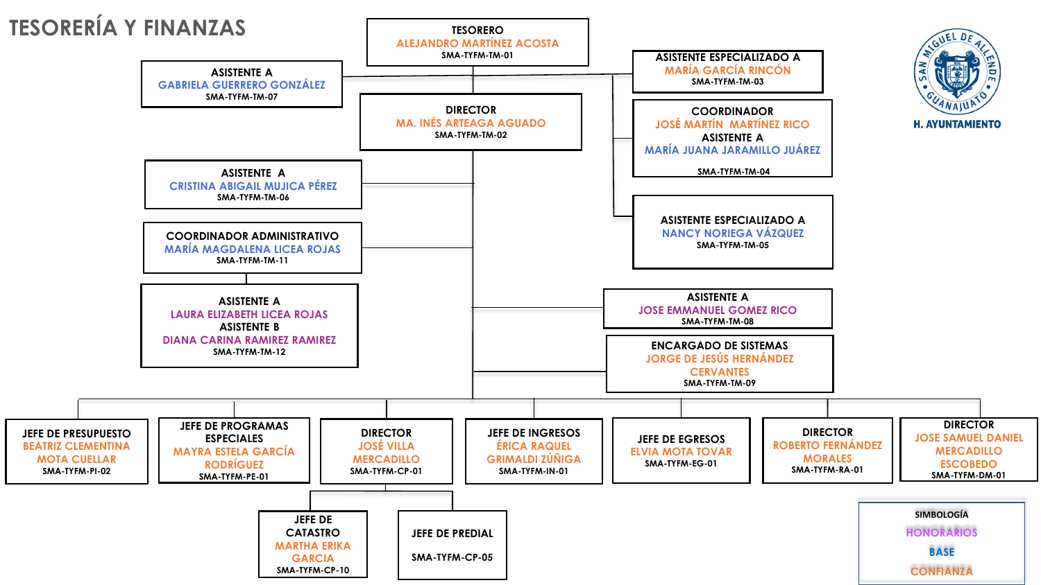# TESORERÍA Y FINANZAS

**TESORERO**
ALEJANDRO MARTÍNEZ ACOSTA
SMA-TYFM-TM-01

**ASISTENTE A**
GABRIELA GUERRERO GONZÁLEZ
SMA-TYFM-TM-07

**ASISTENTE ESPECIALIZADO A**
MARÍA GARCÍA RINCÓN
SMA-TYFM-TM-03

**COORDINADOR**
JOSÉ MARTÍN MARTÍNEZ RICO
**ASISTENTE A**
MARÍA JUANA JARAMILLO JUÁREZ
SMA-TYFM-TM-04

**ASISTENTE ESPECIALIZADO A**
NANCY NORIEGA VÁZQUEZ
SMA-TYFM-TM-05

**DIRECTOR**
MA. INÉS ARTEAGA AGUADO
SMA-TYFM-TM-02

**ASISTENTE A**
CRISTINA ABIGAIL MUJICA PÉREZ
SMA-TYFM-TM-06

**COORDINADOR ADMINISTRATIVO**
MARÍA MAGDALENA LICEA ROJAS
SMA-TYFM-TM-11

**ASISTENTE A**
LAURA ELIZABETH LICEA ROJAS
**ASISTENTE B**
DIANA CARINA RAMIREZ RAMIREZ
SMA-TYFM-TM-12

**ASISTENTE A**
JOSE EMMANUEL GOMEZ RICO
SMA-TYFM-TM-08

**ENCARGADO DE SISTEMAS**
JORGE DE JESÚS HERNÁNDEZ CERVANTES
SMA-TYFM-TM-09

**JEFE DE PRESUPUESTO**
BEATRIZ CLEMENTINA MOTA CUELLAR
SMA-TYFM-PI-02

**JEFE DE PROGRAMAS ESPECIALES**
MAYRA ESTELA GARCÍA RODRÍGUEZ
SMA-TYFM-PE-01

**DIRECTOR**
JOSÉ VILLA MERCADILLO
SMA-TYFM-CP-01

- **JEFE DE CATASTRO**
  MARTHA ERIKA GARCIA
  SMA-TYFM-CP-10
- **JEFE DE PREDIAL**
  SMA-TYFM-CP-05

**JEFE DE INGRESOS**
ÉRICA RAQUEL GRIMALDI ZÚÑIGA
SMA-TYFM-IN-01

**JEFE DE EGRESOS**
ELVIA MOTA TOVAR
SMA-TYFM-EG-01

**DIRECTOR**
ROBERTO FERNÁNDEZ MORALES
SMA-TYFM-RA-01

**DIRECTOR**
JOSE SAMUEL DANIEL MERCADILLO ESCOBEDO
SMA-TYFM-DM-01

SAN MIGUEL DE ALLENDE, GUANAJUATO
H. AYUNTAMIENTO

**SIMBOLOGÍA**
- HONORARIOS
- BASE
- CONFIANZA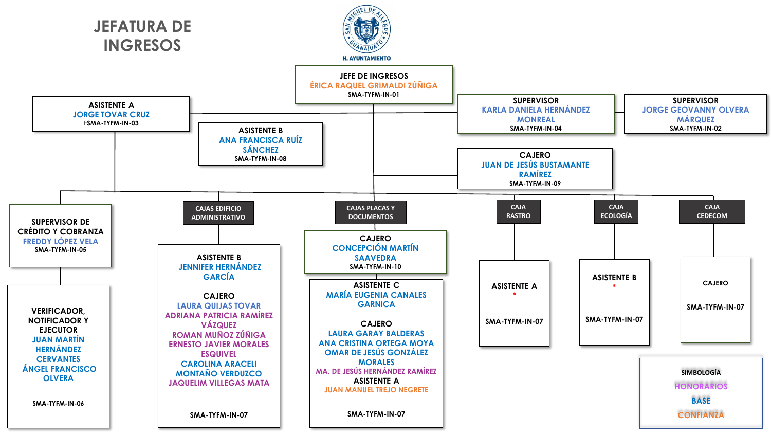# JEFATURA DE INGRESOS

H. AYUNTAMIENTO

**JEFE DE INGRESOS**
ÉRICA RAQUEL GRIMALDI ZÚÑIGA
SMA-TYFM-IN-01

**ASISTENTE A**
JORGE TOVAR CRUZ
FSMA-TYFM-IN-03

**ASISTENTE B**
ANA FRANCISCA RUÍZ SÁNCHEZ
SMA-TYFM-IN-08

**SUPERVISOR**
KARLA DANIELA HERNÁNDEZ MONREAL
SMA-TYFM-IN-04

**SUPERVISOR**
JORGE GEOVANNY OLVERA MÁRQUEZ
SMA-TYFM-IN-02

**CAJERO**
JUAN DE JESÚS BUSTAMANTE RAMÍREZ
SMA-TYFM-IN-09

**SUPERVISOR DE CRÉDITO Y COBRANZA**
FREDDY LÓPEZ VELA
SMA-TYFM-IN-05

**VERIFICADOR, NOTIFICADOR Y EJECUTOR**
JUAN MARTÍN HERNÁNDEZ CERVANTES
ÁNGEL FRANCISCO OLVERA
SMA-TYFM-IN-06

## CAJAS EDIFICIO ADMINISTRATIVO

**ASISTENTE B**
JENNIFER HERNÁNDEZ GARCÍA

**CAJERO**
LAURA QUIJAS TOVAR
ADRIANA PATRICIA RAMÍREZ VÁZQUEZ
ROMAN MUÑOZ ZÚÑIGA
ERNESTO JAVIER MORALES ESQUIVEL
CAROLINA ARACELI MONTAÑO VERDUZCO
JAQUELIM VILLEGAS MATA

SMA-TYFM-IN-07

## CAJAS PLACAS Y DOCUMENTOS

**CAJERO**
CONCEPCIÓN MARTÍN SAAVEDRA
SMA-TYFM-IN-10

**ASISTENTE C**
MARÍA EUGENIA CANALES GARNICA

**CAJERO**
LAURA GARAY BALDERAS
ANA CRISTINA ORTEGA MOYA
OMAR DE JESÚS GONZÁLEZ MORALES
MA. DE JESÚS HERNÁNDEZ RAMÍREZ

**ASISTENTE A**
JUAN MANUEL TREJO NEGRETE

SMA-TYFM-IN-07

## CAJA RASTRO

**ASISTENTE A**
*
SMA-TYFM-IN-07

## CAJA ECOLOGÍA

**ASISTENTE B**
*
SMA-TYFM-IN-07

## CAJA CEDECOM

**CAJERO**
SMA-TYFM-IN-07

**SIMBOLOGÍA**
HONORARIOS
BASE
CONFIANZA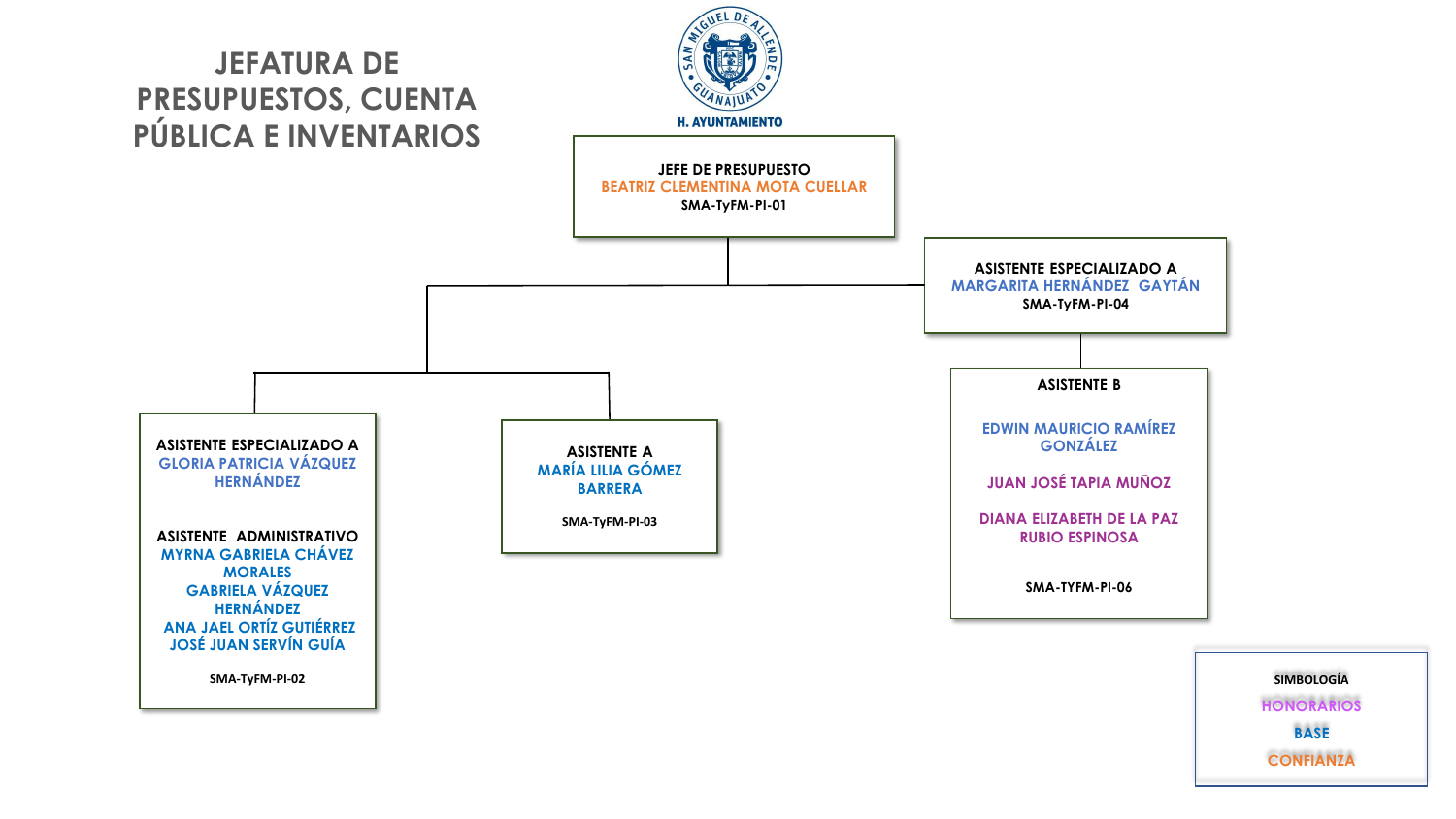# JEFATURA DE PRESUPUESTOS, CUENTA PÚBLICA E INVENTARIOS

SAN MIGUEL DE ALLENDE GUANAJUATO

**H. AYUNTAMIENTO**

**JEFE DE PRESUPUESTO**
BEATRIZ CLEMENTINA MOTA CUELLAR
SMA-TyFM-PI-01

**ASISTENTE ESPECIALIZADO A**
MARGARITA HERNÁNDEZ GAYTÁN
SMA-TyFM-PI-04

**ASISTENTE B**
EDWIN MAURICIO RAMÍREZ GONZÁLEZ
JUAN JOSÉ TAPIA MUÑOZ
DIANA ELIZABETH DE LA PAZ RUBIO ESPINOSA
SMA-TYFM-PI-06

**ASISTENTE ESPECIALIZADO A**
GLORIA PATRICIA VÁZQUEZ HERNÁNDEZ

**ASISTENTE ADMINISTRATIVO**
MYRNA GABRIELA CHÁVEZ MORALES
GABRIELA VÁZQUEZ HERNÁNDEZ
ANA JAEL ORTÍZ GUTIÉRREZ
JOSÉ JUAN SERVÍN GUÍA
SMA-TyFM-PI-02

**ASISTENTE A**
MARÍA LILIA GÓMEZ BARRERA
SMA-TyFM-PI-03

**SIMBOLOGÍA**
HONORARIOS
BASE
CONFIANZA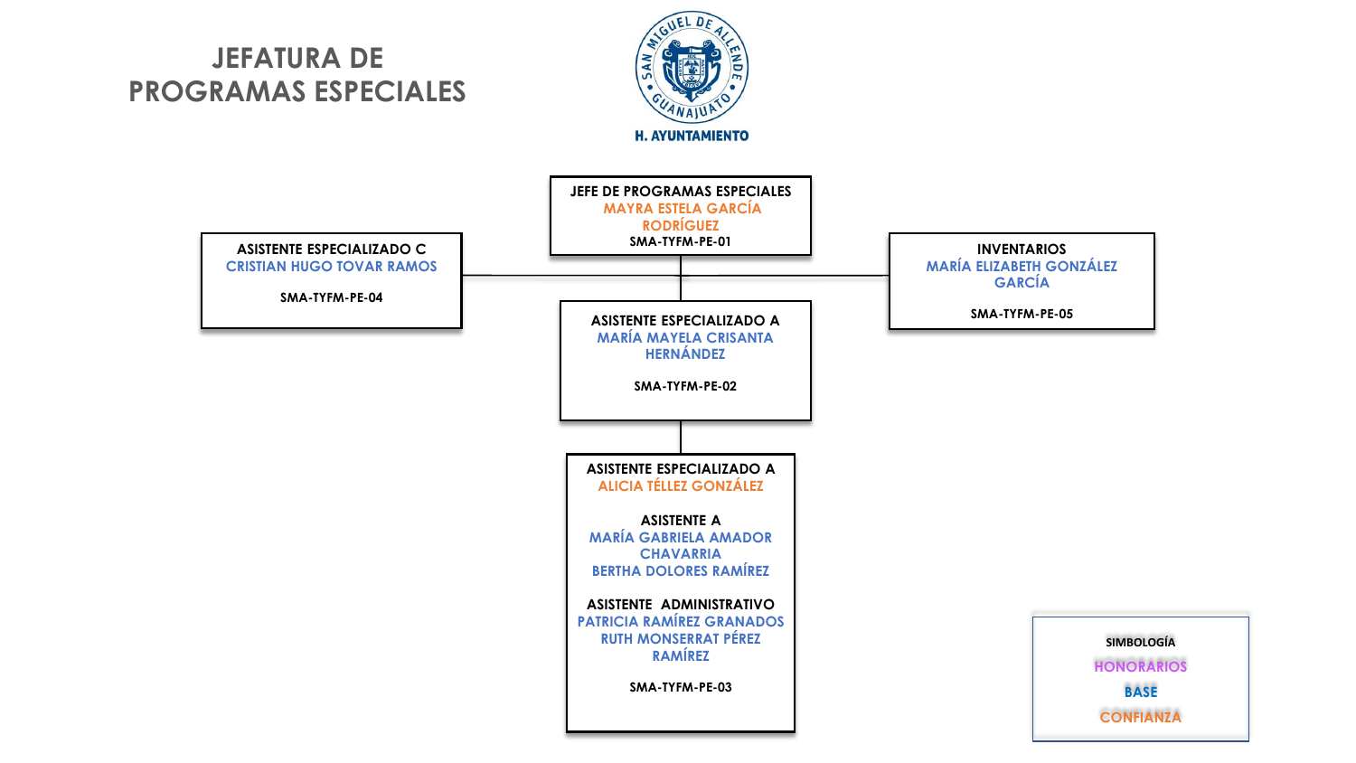# JEFATURA DE PROGRAMAS ESPECIALES

H. AYUNTAMIENTO

**JEFE DE PROGRAMAS ESPECIALES**
MAYRA ESTELA GARCÍA RODRÍGUEZ
SMA-TYFM-PE-01

**ASISTENTE ESPECIALIZADO C**
CRISTIAN HUGO TOVAR RAMOS
SMA-TYFM-PE-04

**INVENTARIOS**
MARÍA ELIZABETH GONZÁLEZ GARCÍA
SMA-TYFM-PE-05

**ASISTENTE ESPECIALIZADO A**
MARÍA MAYELA CRISANTA HERNÁNDEZ
SMA-TYFM-PE-02

**ASISTENTE ESPECIALIZADO A**
ALICIA TÉLLEZ GONZÁLEZ

**ASISTENTE A**
MARÍA GABRIELA AMADOR CHAVARRIA
BERTHA DOLORES RAMÍREZ

**ASISTENTE ADMINISTRATIVO**
PATRICIA RAMÍREZ GRANADOS
RUTH MONSERRAT PÉREZ RAMÍREZ

SMA-TYFM-PE-03

**SIMBOLOGÍA**
HONORARIOS
BASE
CONFIANZA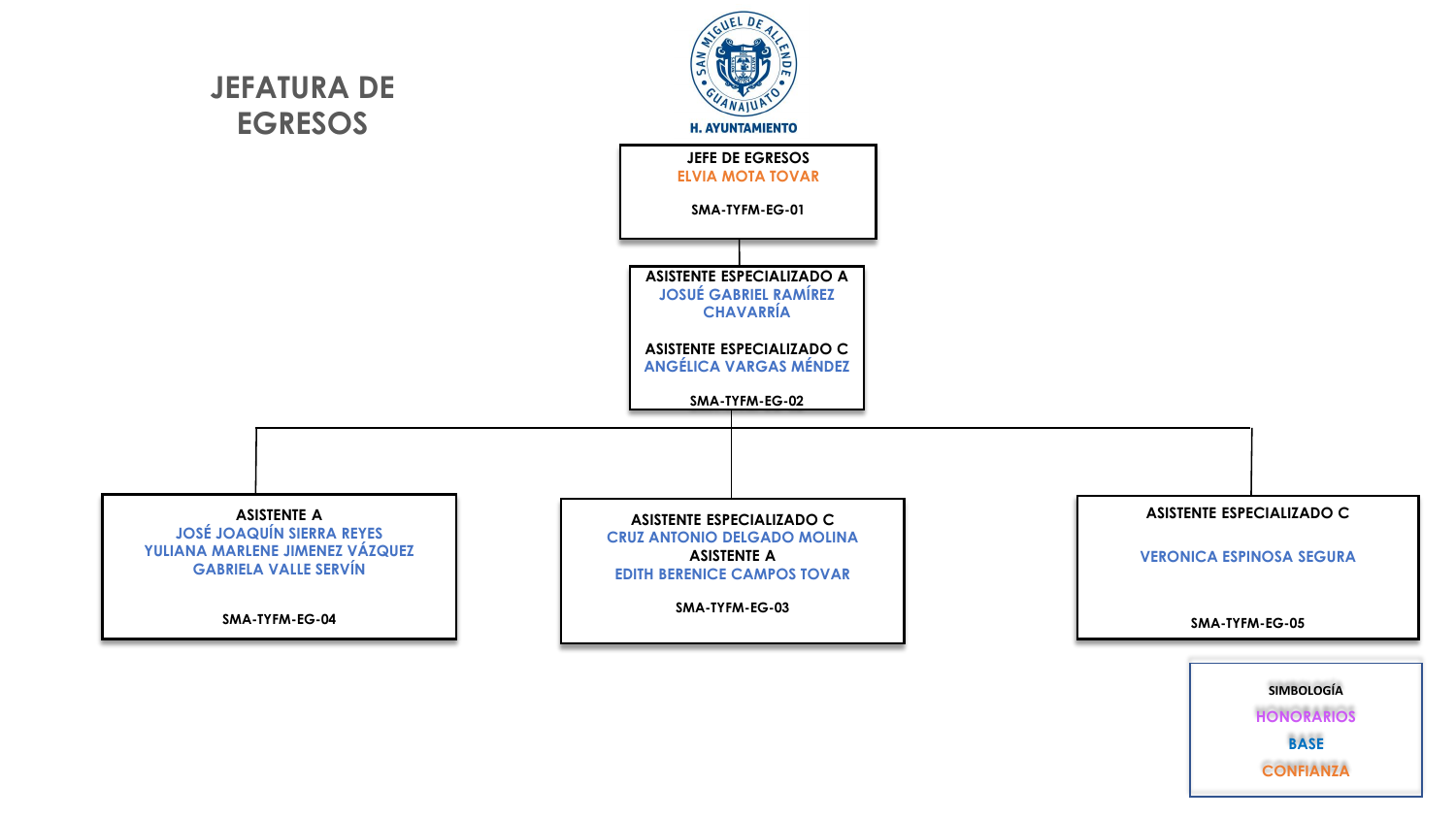# JEFATURA DE EGRESOS

H. AYUNTAMIENTO

**JEFE DE EGRESOS**
ELVIA MOTA TOVAR

SMA-TYFM-EG-01

**ASISTENTE ESPECIALIZADO A**
JOSUÉ GABRIEL RAMÍREZ CHAVARRÍA

**ASISTENTE ESPECIALIZADO C**
ANGÉLICA VARGAS MÉNDEZ

SMA-TYFM-EG-02

**ASISTENTE A**
JOSÉ JOAQUÍN SIERRA REYES
YULIANA MARLENE JIMENEZ VÁZQUEZ
GABRIELA VALLE SERVÍN

SMA-TYFM-EG-04

**ASISTENTE ESPECIALIZADO C**
CRUZ ANTONIO DELGADO MOLINA

**ASISTENTE A**
EDITH BERENICE CAMPOS TOVAR

SMA-TYFM-EG-03

**ASISTENTE ESPECIALIZADO C**
VERONICA ESPINOSA SEGURA

SMA-TYFM-EG-05

**SIMBOLOGÍA**
HONORARIOS
BASE
CONFIANZA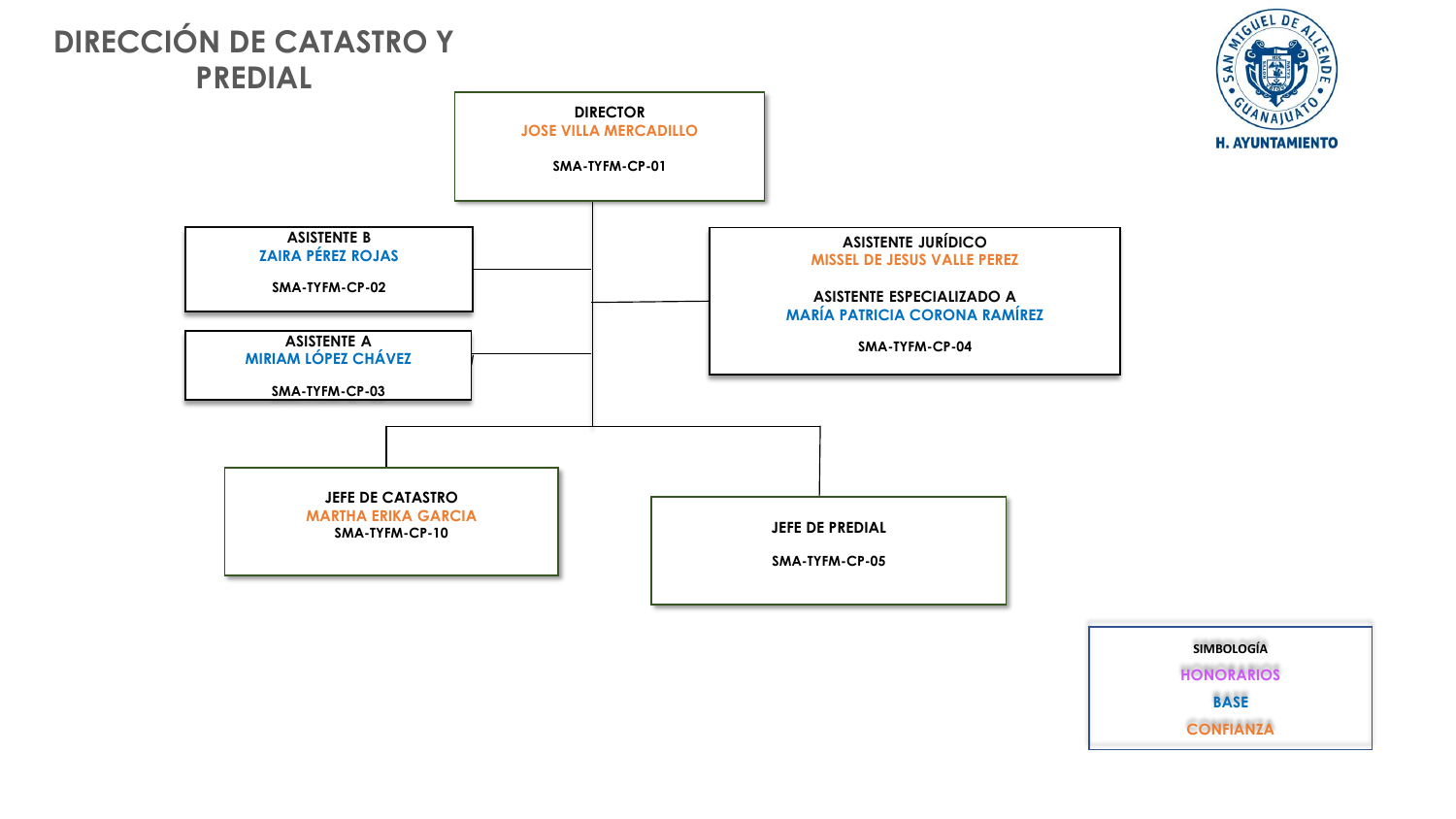# DIRECCIÓN DE CATASTRO Y PREDIAL

H. AYUNTAMIENTO

**DIRECTOR**
JOSE VILLA MERCADILLO
SMA-TYFM-CP-01

**ASISTENTE B**
ZAIRA PÉREZ ROJAS
SMA-TYFM-CP-02

**ASISTENTE A**
MIRIAM LÓPEZ CHÁVEZ
SMA-TYFM-CP-03

**ASISTENTE JURÍDICO**
MISSEL DE JESUS VALLE PEREZ

**ASISTENTE ESPECIALIZADO A**
MARÍA PATRICIA CORONA RAMÍREZ
SMA-TYFM-CP-04

**JEFE DE CATASTRO**
MARTHA ERIKA GARCIA
SMA-TYFM-CP-10

**JEFE DE PREDIAL**
SMA-TYFM-CP-05

**SIMBOLOGÍA**
HONORARIOS
BASE
CONFIANZA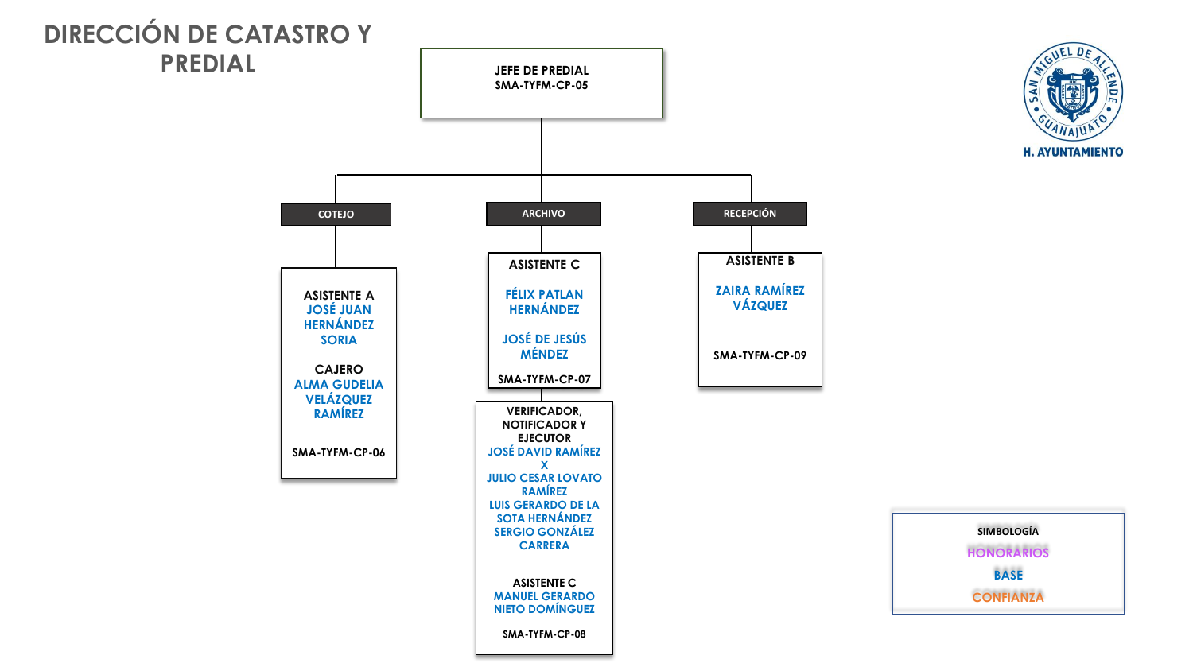# DIRECCIÓN DE CATASTRO Y PREDIAL

**JEFE DE PREDIAL**
**SMA-TYFM-CP-05**

## COTEJO

**ASISTENTE A**
JOSÉ JUAN HERNÁNDEZ SORIA

**CAJERO**
ALMA GUDELIA VELÁZQUEZ RAMÍREZ

**SMA-TYFM-CP-06**

## ARCHIVO

**ASISTENTE C**
FÉLIX PATLAN HERNÁNDEZ

JOSÉ DE JESÚS MÉNDEZ

**SMA-TYFM-CP-07**

**VERIFICADOR, NOTIFICADOR Y EJECUTOR**
JOSÉ DAVID RAMÍREZ X
JULIO CESAR LOVATO RAMÍREZ
LUIS GERARDO DE LA SOTA HERNÁNDEZ
SERGIO GONZÁLEZ CARRERA

**ASISTENTE C**
MANUEL GERARDO NIETO DOMÍNGUEZ

**SMA-TYFM-CP-08**

## RECEPCIÓN

**ASISTENTE B**
ZAIRA RAMÍREZ VÁZQUEZ

**SMA-TYFM-CP-09**

SAN MIGUEL DE ALLENDE • GUANAJUATO •
H. AYUNTAMIENTO

**SIMBOLOGÍA**
HONORARIOS
BASE
CONFIANZA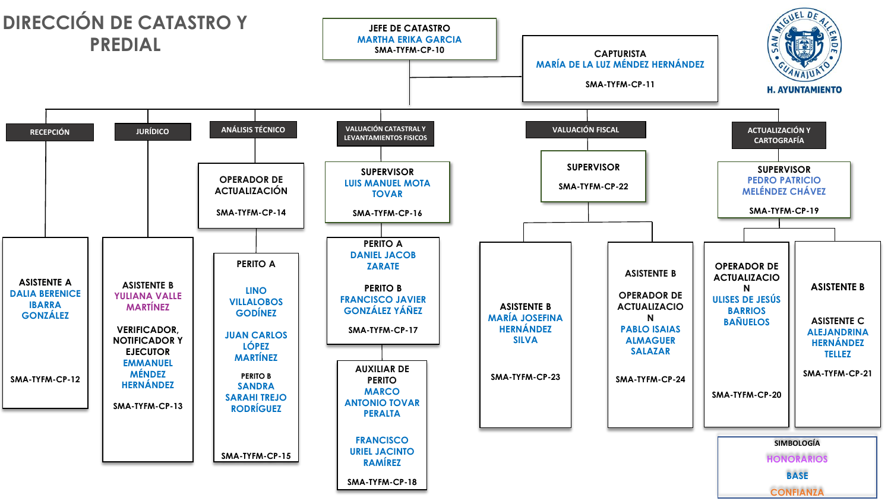# DIRECCIÓN DE CATASTRO Y PREDIAL

H. AYUNTAMIENTO

**JEFE DE CATASTRO**
MARTHA ERIKA GARCIA
SMA-TYFM-CP-10

**CAPTURISTA**
MARÍA DE LA LUZ MÉNDEZ HERNÁNDEZ
SMA-TYFM-CP-11

## RECEPCIÓN

**ASISTENTE A**
DALIA BERENICE IBARRA GONZÁLEZ
SMA-TYFM-CP-12

## JURÍDICO

**ASISTENTE B**
YULIANA VALLE MARTÍNEZ

**VERIFICADOR, NOTIFICADOR Y EJECUTOR**
EMMANUEL MÉNDEZ HERNÁNDEZ
SMA-TYFM-CP-13

## ANÁLISIS TÉCNICO

**OPERADOR DE ACTUALIZACIÓN**
SMA-TYFM-CP-14

**PERITO A**
LINO VILLALOBOS GODÍNEZ

JUAN CARLOS LÓPEZ MARTÍNEZ

**PERITO B**
SANDRA SARAHI TREJO RODRÍGUEZ
SMA-TYFM-CP-15

## VALUACIÓN CATASTRAL Y LEVANTAMIENTOS FISICOS

**SUPERVISOR**
LUIS MANUEL MOTA TOVAR
SMA-TYFM-CP-16

**PERITO A**
DANIEL JACOB ZARATE

**PERITO B**
FRANCISCO JAVIER GONZÁLEZ YÁÑEZ
SMA-TYFM-CP-17

**AUXILIAR DE PERITO**
MARCO ANTONIO TOVAR PERALTA

FRANCISCO URIEL JACINTO RAMÍREZ
SMA-TYFM-CP-18

## VALUACIÓN FISCAL

**SUPERVISOR**
SMA-TYFM-CP-22

**ASISTENTE B**
MARÍA JOSEFINA HERNÁNDEZ SILVA
SMA-TYFM-CP-23

**ASISTENTE B**

**OPERADOR DE ACTUALIZACION**
PABLO ISAIAS ALMAGUER SALAZAR
SMA-TYFM-CP-24

## ACTUALIZACIÓN Y CARTOGRAFÍA

**SUPERVISOR**
PEDRO PATRICIO MELÉNDEZ CHÁVEZ
SMA-TYFM-CP-19

**OPERADOR DE ACTUALIZACION**
ULISES DE JESÚS BARRIOS BAÑUELOS
SMA-TYFM-CP-20

**ASISTENTE B**

**ASISTENTE C**
ALEJANDRINA HERNÁNDEZ TELLEZ
SMA-TYFM-CP-21

**SIMBOLOGÍA**
- HONORARIOS
- BASE
- CONFIANZA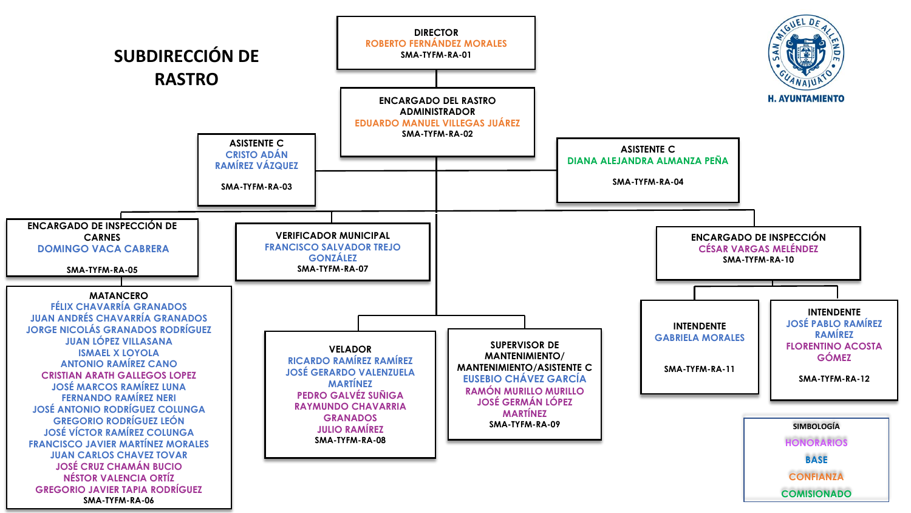# SUBDIRECCIÓN DE RASTRO

H. AYUNTAMIENTO

**DIRECTOR**
ROBERTO FERNÁNDEZ MORALES
SMA-TYFM-RA-01

**ENCARGADO DEL RASTRO ADMINISTRADOR**
EDUARDO MANUEL VILLEGAS JUÁREZ
SMA-TYFM-RA-02

**ASISTENTE C**
CRISTO ADÁN RAMÍREZ VÁZQUEZ
SMA-TYFM-RA-03

**ASISTENTE C**
DIANA ALEJANDRA ALMANZA PEÑA
SMA-TYFM-RA-04

**ENCARGADO DE INSPECCIÓN DE CARNES**
DOMINGO VACA CABRERA
SMA-TYFM-RA-05

**MATANCERO**
FÉLIX CHAVARRÍA GRANADOS
JUAN ANDRÉS CHAVARRÍA GRANADOS
JORGE NICOLÁS GRANADOS RODRÍGUEZ
JUAN LÓPEZ VILLASANA
ISMAEL X LOYOLA
ANTONIO RAMÍREZ CANO
CRISTIAN ARATH GALLEGOS LOPEZ
JOSÉ MARCOS RAMÍREZ LUNA
FERNANDO RAMÍREZ NERI
JOSÉ ANTONIO RODRÍGUEZ COLUNGA
GREGORIO RODRÍGUEZ LEÓN
JOSÉ VÍCTOR RAMÍREZ COLUNGA
FRANCISCO JAVIER MARTÍNEZ MORALES
JUAN CARLOS CHAVEZ TOVAR
JOSÉ CRUZ CHAMÁN BUCIO
NÉSTOR VALENCIA ORTÍZ
GREGORIO JAVIER TAPIA RODRÍGUEZ
SMA-TYFM-RA-06

**VERIFICADOR MUNICIPAL**
FRANCISCO SALVADOR TREJO GONZÁLEZ
SMA-TYFM-RA-07

**VELADOR**
RICARDO RAMÍREZ RAMÍREZ
JOSÉ GERARDO VALENZUELA MARTÍNEZ
PEDRO GALVÉZ SUÑIGA
RAYMUNDO CHAVARRIA GRANADOS
JULIO RAMÍREZ
SMA-TYFM-RA-08

**SUPERVISOR DE MANTENIMIENTO/ MANTENIMIENTO/ASISTENTE C**
EUSEBIO CHÁVEZ GARCÍA
RAMÓN MURILLO MURILLO
JOSÉ GERMÁN LÓPEZ MARTÍNEZ
SMA-TYFM-RA-09

**ENCARGADO DE INSPECCIÓN**
CÉSAR VARGAS MELÉNDEZ
SMA-TYFM-RA-10

**INTENDENTE**
GABRIELA MORALES
SMA-TYFM-RA-11

**INTENDENTE**
JOSÉ PABLO RAMÍREZ RAMÍREZ
FLORENTINO ACOSTA GÓMEZ
SMA-TYFM-RA-12

**SIMBOLOGÍA**
HONORARIOS
BASE
CONFIANZA
COMISIONADO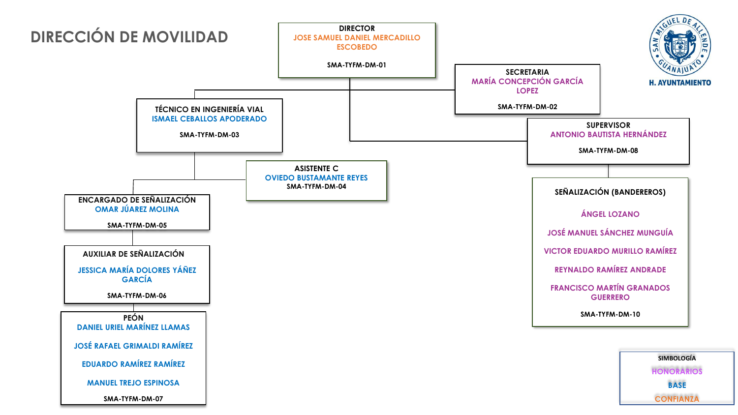# DIRECCIÓN DE MOVILIDAD

H. AYUNTAMIENTO

**DIRECTOR**
JOSE SAMUEL DANIEL MERCADILLO ESCOBEDO
SMA-TYFM-DM-01

**SECRETARIA**
MARÍA CONCEPCIÓN GARCÍA LOPEZ
SMA-TYFM-DM-02

**TÉCNICO EN INGENIERÍA VIAL**
ISMAEL CEBALLOS APODERADO
SMA-TYFM-DM-03

**ASISTENTE C**
OVIEDO BUSTAMANTE REYES
SMA-TYFM-DM-04

**ENCARGADO DE SEÑALIZACIÓN**
OMAR JÚAREZ MOLINA
SMA-TYFM-DM-05

**AUXILIAR DE SEÑALIZACIÓN**
JESSICA MARÍA DOLORES YÁÑEZ GARCÍA
SMA-TYFM-DM-06

**PEÓN**
DANIEL URIEL MARÍNEZ LLAMAS
JOSÉ RAFAEL GRIMALDI RAMÍREZ
EDUARDO RAMÍREZ RAMÍREZ
MANUEL TREJO ESPINOSA
SMA-TYFM-DM-07

**SUPERVISOR**
ANTONIO BAUTISTA HERNÁNDEZ
SMA-TYFM-DM-08

**SEÑALIZACIÓN (BANDEREROS)**
ÁNGEL LOZANO
JOSÉ MANUEL SÁNCHEZ MUNGUÍA
VICTOR EDUARDO MURILLO RAMÍREZ
REYNALDO RAMÍREZ ANDRADE
FRANCISCO MARTÍN GRANADOS GUERRERO
SMA-TYFM-DM-10

**SIMBOLOGÍA**
HONORARIOS
BASE
CONFIANZA